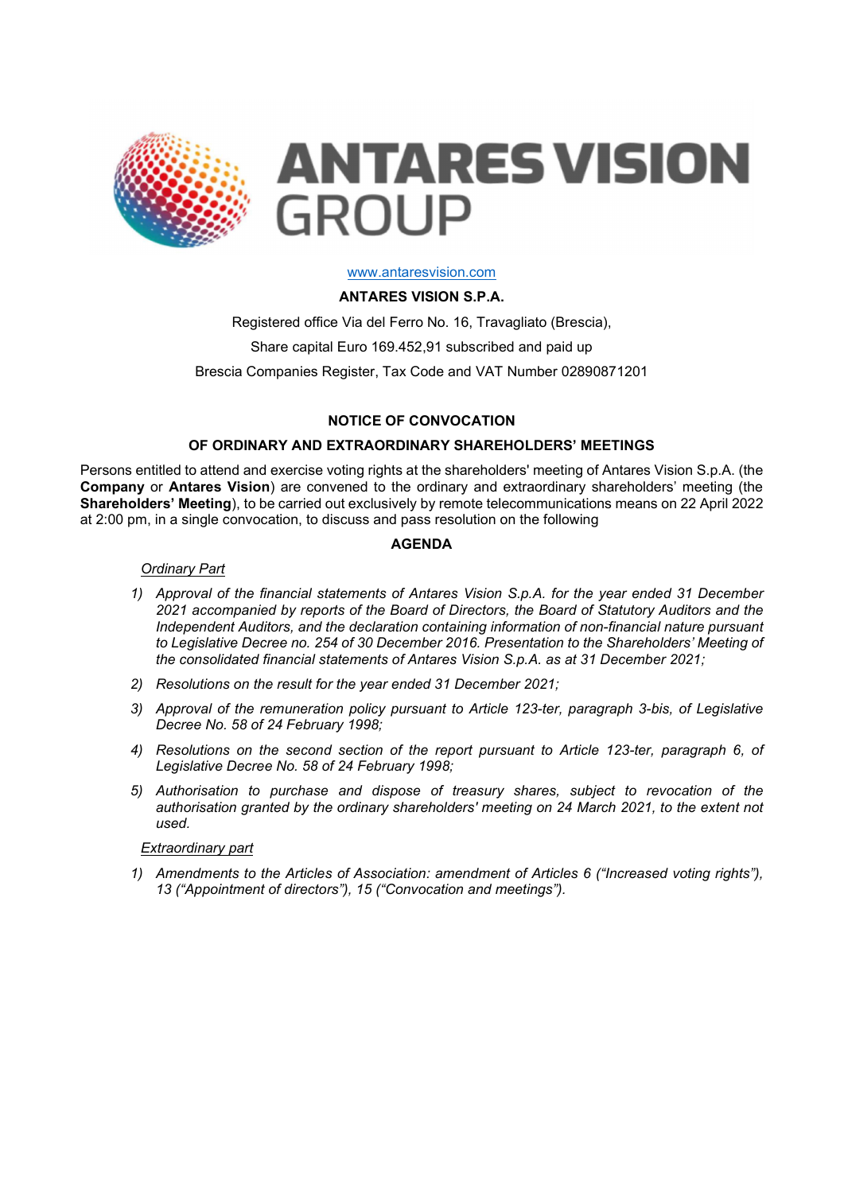ANTARES VISION GROUP

www.antaresvision.com

**ANTARES VISION S.P.A.**

Registered office Via del Ferro No. 16, Travagliato (Brescia),

Share capital Euro 169.452,91 subscribed and paid up

Brescia Companies Register, Tax Code and VAT Number 02890871201

## NOTICE OF CONVOCATION

## OF ORDINARY AND EXTRAORDINARY SHAREHOLDERS' MEETINGS

Persons entitled to attend and exercise voting rights at the shareholders' meeting of Antares Vision S.p.A. (the **Company** or **Antares Vision**) are convened to the ordinary and extraordinary shareholders' meeting (the **Shareholders' Meeting**), to be carried out exclusively by remote telecommunications means on 22 April 2022 at 2:00 pm, in a single convocation, to discuss and pass resolution on the following

### AGENDA

*Ordinary Part*

1) *Approval of the financial statements of Antares Vision S.p.A. for the year ended 31 December 2021 accompanied by reports of the Board of Directors, the Board of Statutory Auditors and the Independent Auditors, and the declaration containing information of non-financial nature pursuant to Legislative Decree no. 254 of 30 December 2016. Presentation to the Shareholders' Meeting of the consolidated financial statements of Antares Vision S.p.A. as at 31 December 2021;*
2) *Resolutions on the result for the year ended 31 December 2021;*
3) *Approval of the remuneration policy pursuant to Article 123-ter, paragraph 3-bis, of Legislative Decree No. 58 of 24 February 1998;*
4) *Resolutions on the second section of the report pursuant to Article 123-ter, paragraph 6, of Legislative Decree No. 58 of 24 February 1998;*
5) *Authorisation to purchase and dispose of treasury shares, subject to revocation of the authorisation granted by the ordinary shareholders' meeting on 24 March 2021, to the extent not used.*

*Extraordinary part*

1) *Amendments to the Articles of Association: amendment of Articles 6 ("Increased voting rights"), 13 ("Appointment of directors"), 15 ("Convocation and meetings").*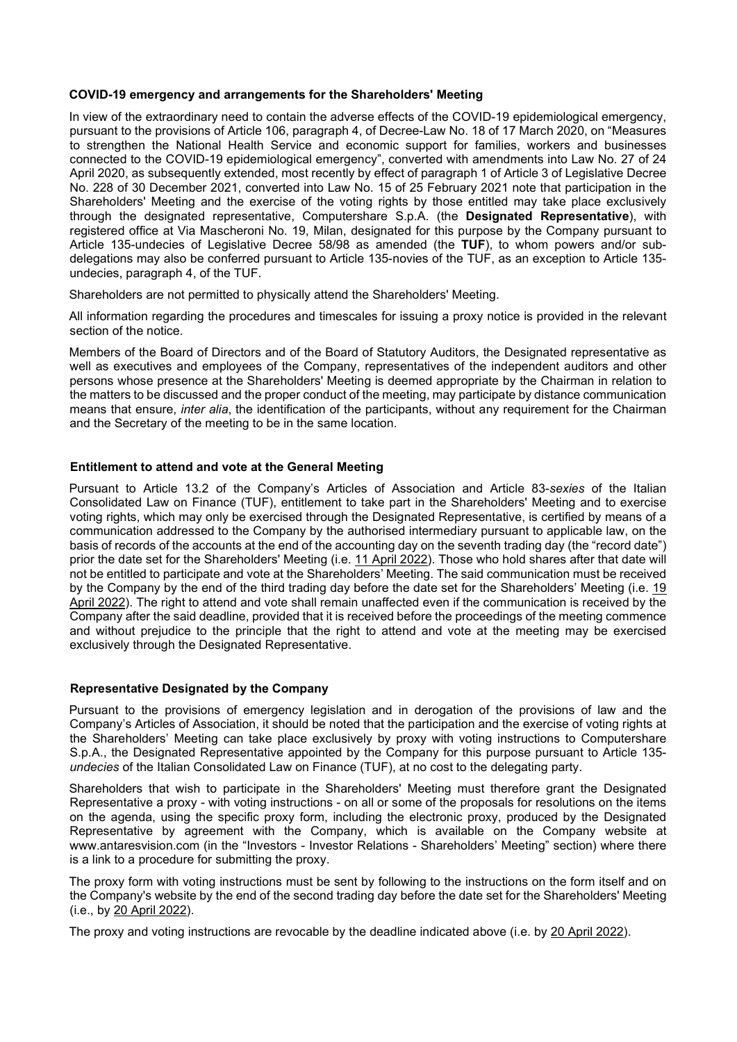**COVID-19 emergency and arrangements for the Shareholders' Meeting**

In view of the extraordinary need to contain the adverse effects of the COVID-19 epidemiological emergency, pursuant to the provisions of Article 106, paragraph 4, of Decree-Law No. 18 of 17 March 2020, on "Measures to strengthen the National Health Service and economic support for families, workers and businesses connected to the COVID-19 epidemiological emergency", converted with amendments into Law No. 27 of 24 April 2020, as subsequently extended, most recently by effect of paragraph 1 of Article 3 of Legislative Decree No. 228 of 30 December 2021, converted into Law No. 15 of 25 February 2021 note that participation in the Shareholders' Meeting and the exercise of the voting rights by those entitled may take place exclusively through the designated representative, Computershare S.p.A. (the **Designated Representative**), with registered office at Via Mascheroni No. 19, Milan, designated for this purpose by the Company pursuant to Article 135-undecies of Legislative Decree 58/98 as amended (the **TUF**), to whom powers and/or sub-delegations may also be conferred pursuant to Article 135-novies of the TUF, as an exception to Article 135-undecies, paragraph 4, of the TUF.

Shareholders are not permitted to physically attend the Shareholders' Meeting.

All information regarding the procedures and timescales for issuing a proxy notice is provided in the relevant section of the notice.

Members of the Board of Directors and of the Board of Statutory Auditors, the Designated representative as well as executives and employees of the Company, representatives of the independent auditors and other persons whose presence at the Shareholders' Meeting is deemed appropriate by the Chairman in relation to the matters to be discussed and the proper conduct of the meeting, may participate by distance communication means that ensure, *inter alia*, the identification of the participants, without any requirement for the Chairman and the Secretary of the meeting to be in the same location.

**Entitlement to attend and vote at the General Meeting**

Pursuant to Article 13.2 of the Company's Articles of Association and Article 83-*sexies* of the Italian Consolidated Law on Finance (TUF), entitlement to take part in the Shareholders' Meeting and to exercise voting rights, which may only be exercised through the Designated Representative, is certified by means of a communication addressed to the Company by the authorised intermediary pursuant to applicable law, on the basis of records of the accounts at the end of the accounting day on the seventh trading day (the "record date") prior the date set for the Shareholders' Meeting (i.e. 11 April 2022). Those who hold shares after that date will not be entitled to participate and vote at the Shareholders' Meeting. The said communication must be received by the Company by the end of the third trading day before the date set for the Shareholders' Meeting (i.e. 19 April 2022). The right to attend and vote shall remain unaffected even if the communication is received by the Company after the said deadline, provided that it is received before the proceedings of the meeting commence and without prejudice to the principle that the right to attend and vote at the meeting may be exercised exclusively through the Designated Representative.

**Representative Designated by the Company**

Pursuant to the provisions of emergency legislation and in derogation of the provisions of law and the Company's Articles of Association, it should be noted that the participation and the exercise of voting rights at the Shareholders' Meeting can take place exclusively by proxy with voting instructions to Computershare S.p.A., the Designated Representative appointed by the Company for this purpose pursuant to Article 135-*undecies* of the Italian Consolidated Law on Finance (TUF), at no cost to the delegating party.

Shareholders that wish to participate in the Shareholders' Meeting must therefore grant the Designated Representative a proxy - with voting instructions - on all or some of the proposals for resolutions on the items on the agenda, using the specific proxy form, including the electronic proxy, produced by the Designated Representative by agreement with the Company, which is available on the Company website at www.antaresvision.com (in the "Investors - Investor Relations - Shareholders' Meeting" section) where there is a link to a procedure for submitting the proxy.

The proxy form with voting instructions must be sent by following to the instructions on the form itself and on the Company's website by the end of the second trading day before the date set for the Shareholders' Meeting (i.e., by 20 April 2022).

The proxy and voting instructions are revocable by the deadline indicated above (i.e. by 20 April 2022).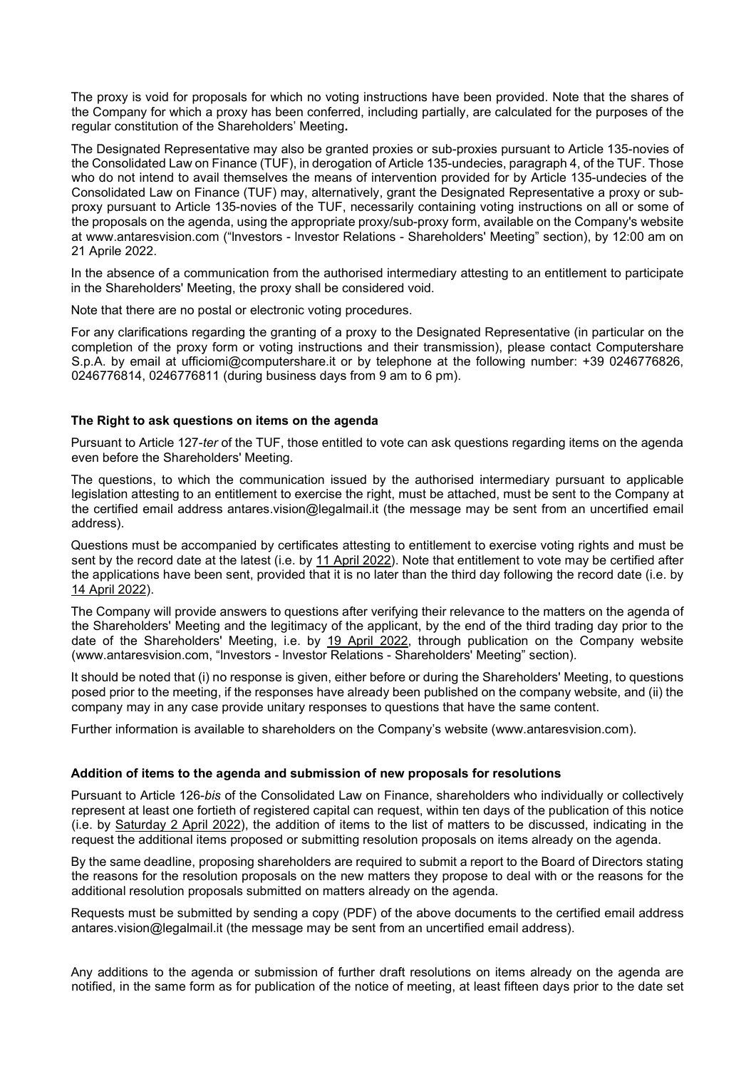The proxy is void for proposals for which no voting instructions have been provided. Note that the shares of the Company for which a proxy has been conferred, including partially, are calculated for the purposes of the regular constitution of the Shareholders' Meeting**.**

The Designated Representative may also be granted proxies or sub-proxies pursuant to Article 135-novies of the Consolidated Law on Finance (TUF), in derogation of Article 135-undecies, paragraph 4, of the TUF. Those who do not intend to avail themselves the means of intervention provided for by Article 135-undecies of the Consolidated Law on Finance (TUF) may, alternatively, grant the Designated Representative a proxy or sub-proxy pursuant to Article 135-novies of the TUF, necessarily containing voting instructions on all or some of the proposals on the agenda, using the appropriate proxy/sub-proxy form, available on the Company's website at www.antaresvision.com ("Investors - Investor Relations - Shareholders' Meeting" section), by 12:00 am on 21 Aprile 2022.

In the absence of a communication from the authorised intermediary attesting to an entitlement to participate in the Shareholders' Meeting, the proxy shall be considered void.

Note that there are no postal or electronic voting procedures.

For any clarifications regarding the granting of a proxy to the Designated Representative (in particular on the completion of the proxy form or voting instructions and their transmission), please contact Computershare S.p.A. by email at ufficiomi@computershare.it or by telephone at the following number: +39 0246776826, 0246776814, 0246776811 (during business days from 9 am to 6 pm).

**The Right to ask questions on items on the agenda**

Pursuant to Article 127-*ter* of the TUF, those entitled to vote can ask questions regarding items on the agenda even before the Shareholders' Meeting.

The questions, to which the communication issued by the authorised intermediary pursuant to applicable legislation attesting to an entitlement to exercise the right, must be attached, must be sent to the Company at the certified email address antares.vision@legalmail.it (the message may be sent from an uncertified email address).

Questions must be accompanied by certificates attesting to entitlement to exercise voting rights and must be sent by the record date at the latest (i.e. by 11 April 2022). Note that entitlement to vote may be certified after the applications have been sent, provided that it is no later than the third day following the record date (i.e. by 14 April 2022).

The Company will provide answers to questions after verifying their relevance to the matters on the agenda of the Shareholders' Meeting and the legitimacy of the applicant, by the end of the third trading day prior to the date of the Shareholders' Meeting, i.e. by 19 April 2022, through publication on the Company website (www.antaresvision.com, "Investors - Investor Relations - Shareholders' Meeting" section).

It should be noted that (i) no response is given, either before or during the Shareholders' Meeting, to questions posed prior to the meeting, if the responses have already been published on the company website, and (ii) the company may in any case provide unitary responses to questions that have the same content.

Further information is available to shareholders on the Company's website (www.antaresvision.com).

**Addition of items to the agenda and submission of new proposals for resolutions**

Pursuant to Article 126-*bis* of the Consolidated Law on Finance, shareholders who individually or collectively represent at least one fortieth of registered capital can request, within ten days of the publication of this notice (i.e. by Saturday 2 April 2022), the addition of items to the list of matters to be discussed, indicating in the request the additional items proposed or submitting resolution proposals on items already on the agenda.

By the same deadline, proposing shareholders are required to submit a report to the Board of Directors stating the reasons for the resolution proposals on the new matters they propose to deal with or the reasons for the additional resolution proposals submitted on matters already on the agenda.

Requests must be submitted by sending a copy (PDF) of the above documents to the certified email address antares.vision@legalmail.it (the message may be sent from an uncertified email address).

Any additions to the agenda or submission of further draft resolutions on items already on the agenda are notified, in the same form as for publication of the notice of meeting, at least fifteen days prior to the date set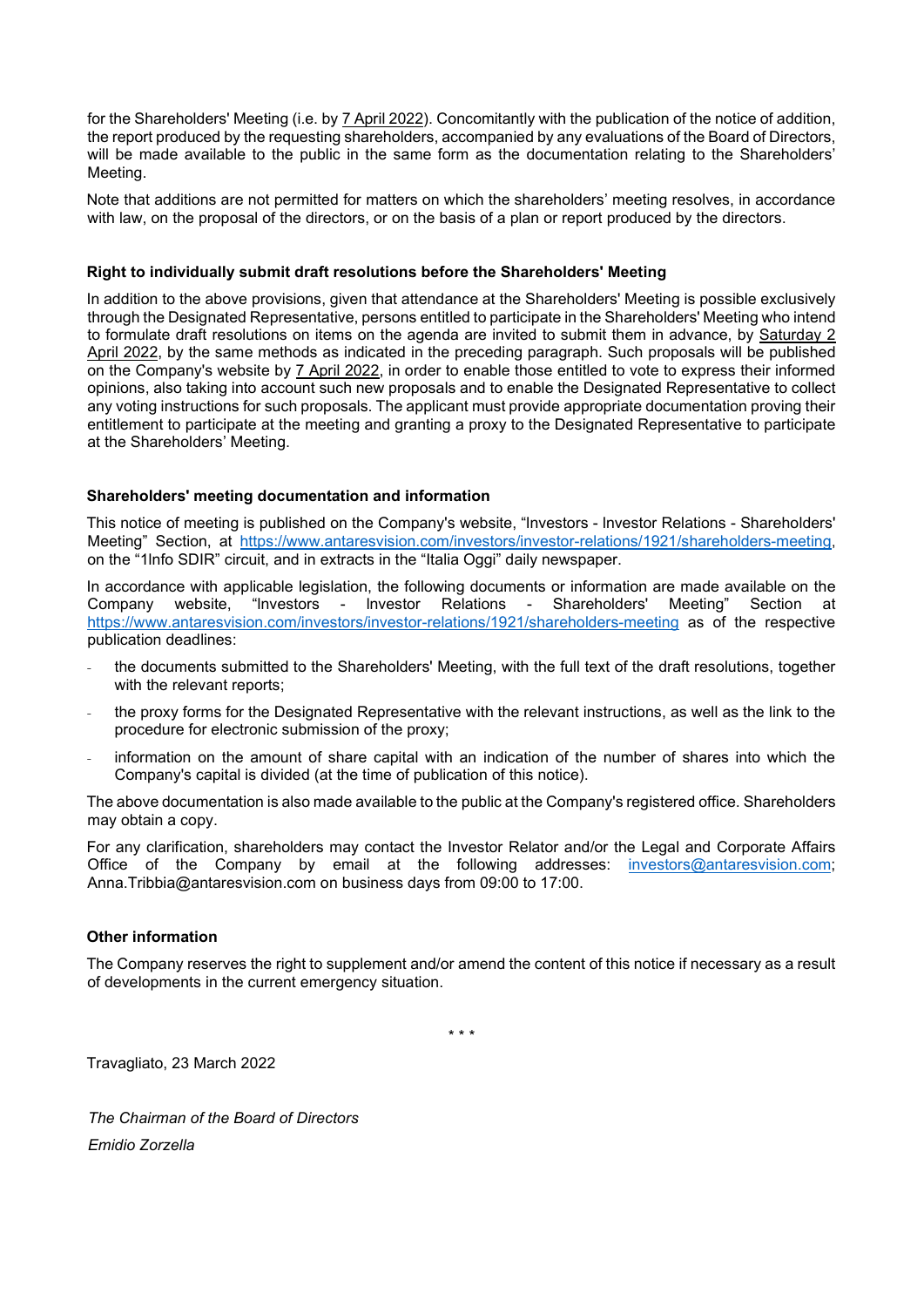for the Shareholders' Meeting (i.e. by 7 April 2022). Concomitantly with the publication of the notice of addition, the report produced by the requesting shareholders, accompanied by any evaluations of the Board of Directors, will be made available to the public in the same form as the documentation relating to the Shareholders' Meeting.

Note that additions are not permitted for matters on which the shareholders' meeting resolves, in accordance with law, on the proposal of the directors, or on the basis of a plan or report produced by the directors.

**Right to individually submit draft resolutions before the Shareholders' Meeting**

In addition to the above provisions, given that attendance at the Shareholders' Meeting is possible exclusively through the Designated Representative, persons entitled to participate in the Shareholders' Meeting who intend to formulate draft resolutions on items on the agenda are invited to submit them in advance, by Saturday 2 April 2022, by the same methods as indicated in the preceding paragraph. Such proposals will be published on the Company's website by 7 April 2022, in order to enable those entitled to vote to express their informed opinions, also taking into account such new proposals and to enable the Designated Representative to collect any voting instructions for such proposals. The applicant must provide appropriate documentation proving their entitlement to participate at the meeting and granting a proxy to the Designated Representative to participate at the Shareholders' Meeting.

**Shareholders' meeting documentation and information**

This notice of meeting is published on the Company's website, "Investors - Investor Relations - Shareholders' Meeting" Section, at https://www.antaresvision.com/investors/investor-relations/1921/shareholders-meeting, on the "1Info SDIR" circuit, and in extracts in the "Italia Oggi" daily newspaper.

In accordance with applicable legislation, the following documents or information are made available on the Company website, "Investors - Investor Relations - Shareholders' Meeting" Section at https://www.antaresvision.com/investors/investor-relations/1921/shareholders-meeting as of the respective publication deadlines:

- the documents submitted to the Shareholders' Meeting, with the full text of the draft resolutions, together with the relevant reports;
- the proxy forms for the Designated Representative with the relevant instructions, as well as the link to the procedure for electronic submission of the proxy;
- information on the amount of share capital with an indication of the number of shares into which the Company's capital is divided (at the time of publication of this notice).

The above documentation is also made available to the public at the Company's registered office. Shareholders may obtain a copy.

For any clarification, shareholders may contact the Investor Relator and/or the Legal and Corporate Affairs Office of the Company by email at the following addresses: investors@antaresvision.com; Anna.Tribbia@antaresvision.com on business days from 09:00 to 17:00.

**Other information**

The Company reserves the right to supplement and/or amend the content of this notice if necessary as a result of developments in the current emergency situation.

\* \* \*

Travagliato, 23 March 2022

*The Chairman of the Board of Directors*

*Emidio Zorzella*